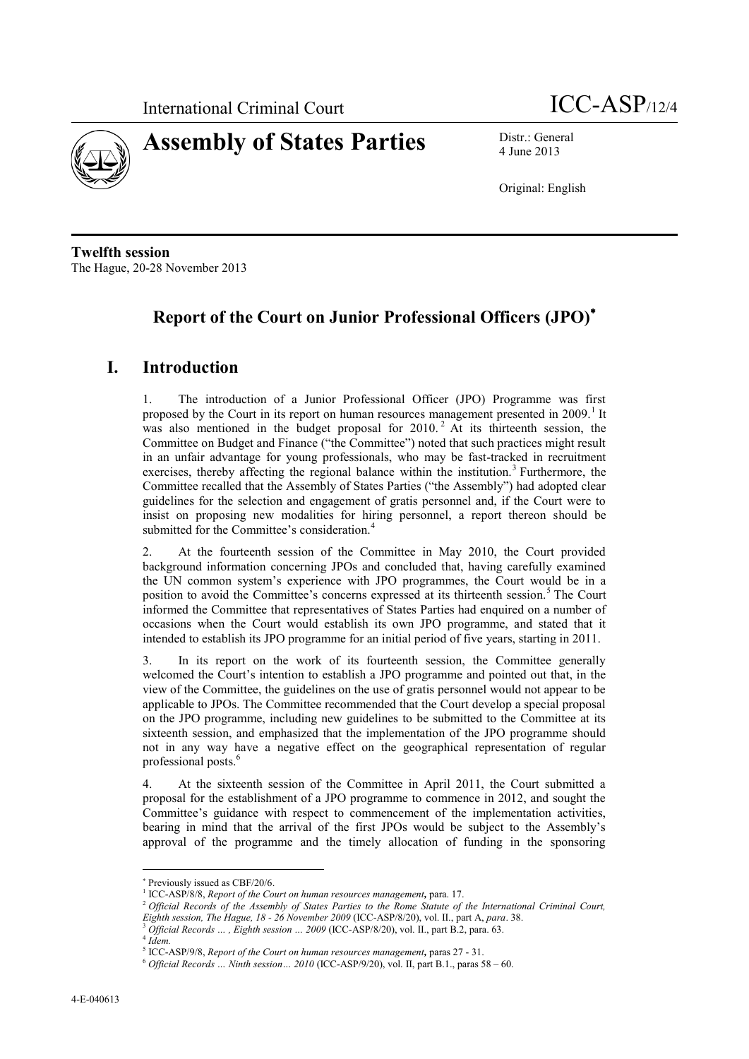International Criminal Court

# Assembly of States Parties

ICC-ASP/12/4

Distr.: General
4 June 2013

Original: English

**Twelfth session**
The Hague, 20-28 November 2013

## Report of the Court on Junior Professional Officers (JPO)*

## I. Introduction

1. The introduction of a Junior Professional Officer (JPO) Programme was first proposed by the Court in its report on human resources management presented in 2009.[1] It was also mentioned in the budget proposal for 2010.[2] At its thirteenth session, the Committee on Budget and Finance ("the Committee") noted that such practices might result in an unfair advantage for young professionals, who may be fast-tracked in recruitment exercises, thereby affecting the regional balance within the institution.[3] Furthermore, the Committee recalled that the Assembly of States Parties ("the Assembly") had adopted clear guidelines for the selection and engagement of gratis personnel and, if the Court were to insist on proposing new modalities for hiring personnel, a report thereon should be submitted for the Committee's consideration.[4]

2. At the fourteenth session of the Committee in May 2010, the Court provided background information concerning JPOs and concluded that, having carefully examined the UN common system's experience with JPO programmes, the Court would be in a position to avoid the Committee's concerns expressed at its thirteenth session.[5] The Court informed the Committee that representatives of States Parties had enquired on a number of occasions when the Court would establish its own JPO programme, and stated that it intended to establish its JPO programme for an initial period of five years, starting in 2011.

3. In its report on the work of its fourteenth session, the Committee generally welcomed the Court's intention to establish a JPO programme and pointed out that, in the view of the Committee, the guidelines on the use of gratis personnel would not appear to be applicable to JPOs. The Committee recommended that the Court develop a special proposal on the JPO programme, including new guidelines to be submitted to the Committee at its sixteenth session, and emphasized that the implementation of the JPO programme should not in any way have a negative effect on the geographical representation of regular professional posts.[6]

4. At the sixteenth session of the Committee in April 2011, the Court submitted a proposal for the establishment of a JPO programme to commence in 2012, and sought the Committee's guidance with respect to commencement of the implementation activities, bearing in mind that the arrival of the first JPOs would be subject to the Assembly's approval of the programme and the timely allocation of funding in the sponsoring

---

* Previously issued as CBF/20/6.

[1] ICC-ASP/8/8, *Report of the Court on human resources management*, para. 17.

[2] *Official Records of the Assembly of States Parties to the Rome Statute of the International Criminal Court, Eighth session, The Hague, 18 - 26 November 2009* (ICC-ASP/8/20), vol. II., part A, *para*. 38.

[3] *Official Records … , Eighth session … 2009* (ICC-ASP/8/20), vol. II., part B.2, para. 63.

[4] *Idem.*

[5] ICC-ASP/9/8, *Report of the Court on human resources management*, paras 27 - 31.

[6] *Official Records … Ninth session… 2010* (ICC-ASP/9/20), vol. II, part B.1., paras 58 – 60.

4-E-040613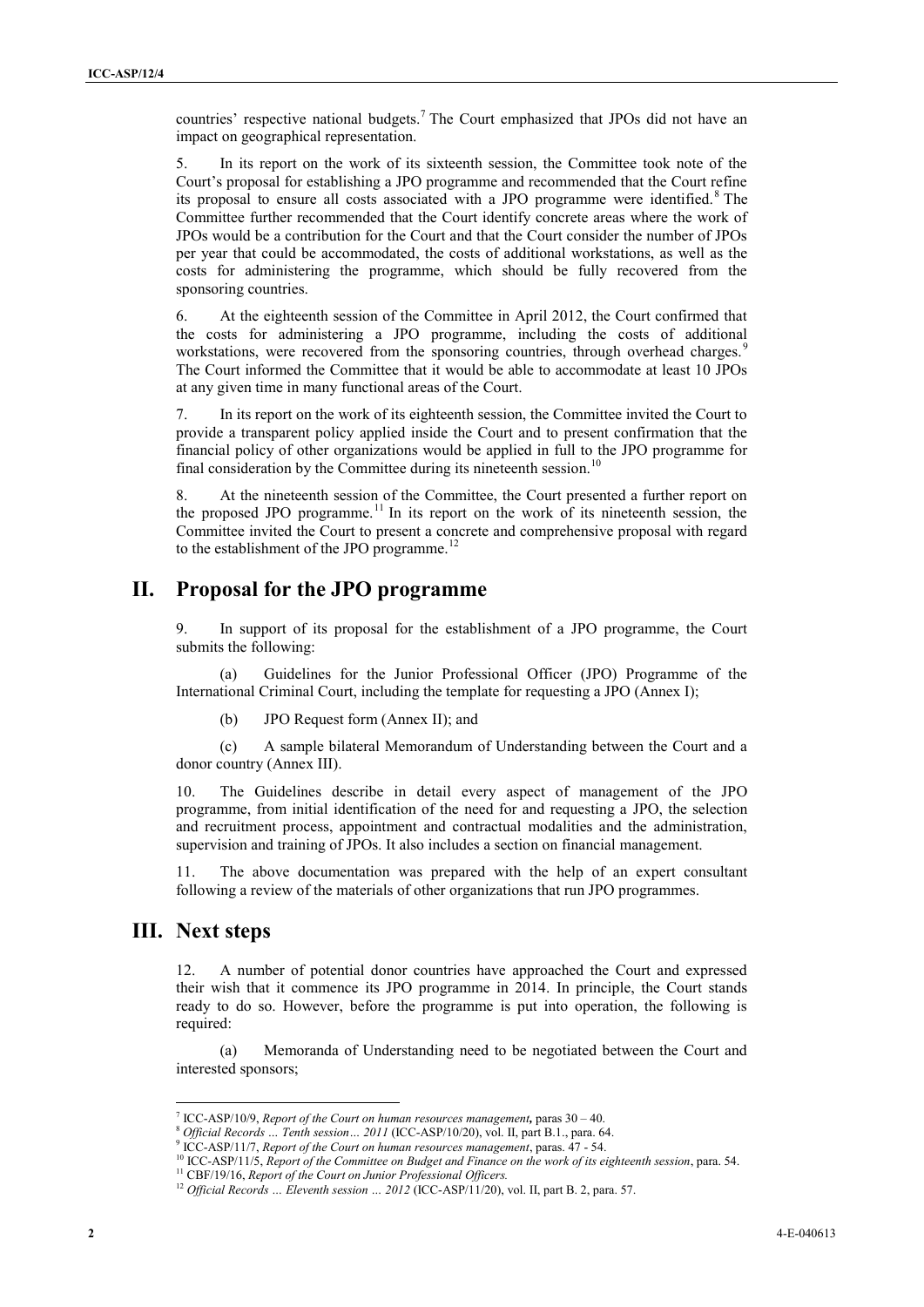countries' respective national budgets.[7] The Court emphasized that JPOs did not have an impact on geographical representation.

5. In its report on the work of its sixteenth session, the Committee took note of the Court's proposal for establishing a JPO programme and recommended that the Court refine its proposal to ensure all costs associated with a JPO programme were identified.[8] The Committee further recommended that the Court identify concrete areas where the work of JPOs would be a contribution for the Court and that the Court consider the number of JPOs per year that could be accommodated, the costs of additional workstations, as well as the costs for administering the programme, which should be fully recovered from the sponsoring countries.

6. At the eighteenth session of the Committee in April 2012, the Court confirmed that the costs for administering a JPO programme, including the costs of additional workstations, were recovered from the sponsoring countries, through overhead charges.[9] The Court informed the Committee that it would be able to accommodate at least 10 JPOs at any given time in many functional areas of the Court.

7. In its report on the work of its eighteenth session, the Committee invited the Court to provide a transparent policy applied inside the Court and to present confirmation that the financial policy of other organizations would be applied in full to the JPO programme for final consideration by the Committee during its nineteenth session.[10]

8. At the nineteenth session of the Committee, the Court presented a further report on the proposed JPO programme.[11] In its report on the work of its nineteenth session, the Committee invited the Court to present a concrete and comprehensive proposal with regard to the establishment of the JPO programme.[12]

# II. Proposal for the JPO programme

9. In support of its proposal for the establishment of a JPO programme, the Court submits the following:

(a) Guidelines for the Junior Professional Officer (JPO) Programme of the International Criminal Court, including the template for requesting a JPO (Annex I);

(b) JPO Request form (Annex II); and

(c) A sample bilateral Memorandum of Understanding between the Court and a donor country (Annex III).

10. The Guidelines describe in detail every aspect of management of the JPO programme, from initial identification of the need for and requesting a JPO, the selection and recruitment process, appointment and contractual modalities and the administration, supervision and training of JPOs. It also includes a section on financial management.

11. The above documentation was prepared with the help of an expert consultant following a review of the materials of other organizations that run JPO programmes.

# III. Next steps

12. A number of potential donor countries have approached the Court and expressed their wish that it commence its JPO programme in 2014. In principle, the Court stands ready to do so. However, before the programme is put into operation, the following is required:

(a) Memoranda of Understanding need to be negotiated between the Court and interested sponsors;

---

[7] ICC-ASP/10/9, *Report of the Court on human resources management***,** paras 30 – 40.

[8] *Official Records … Tenth session… 2011* (ICC-ASP/10/20), vol. II, part B.1., para. 64.

[9] ICC-ASP/11/7, *Report of the Court on human resources management*, paras. 47 - 54.

[10] ICC-ASP/11/5, *Report of the Committee on Budget and Finance on the work of its eighteenth session*, para. 54.

[11] CBF/19/16, *Report of the Court on Junior Professional Officers.*

[12] *Official Records … Eleventh session … 2012* (ICC-ASP/11/20), vol. II, part B. 2, para. 57.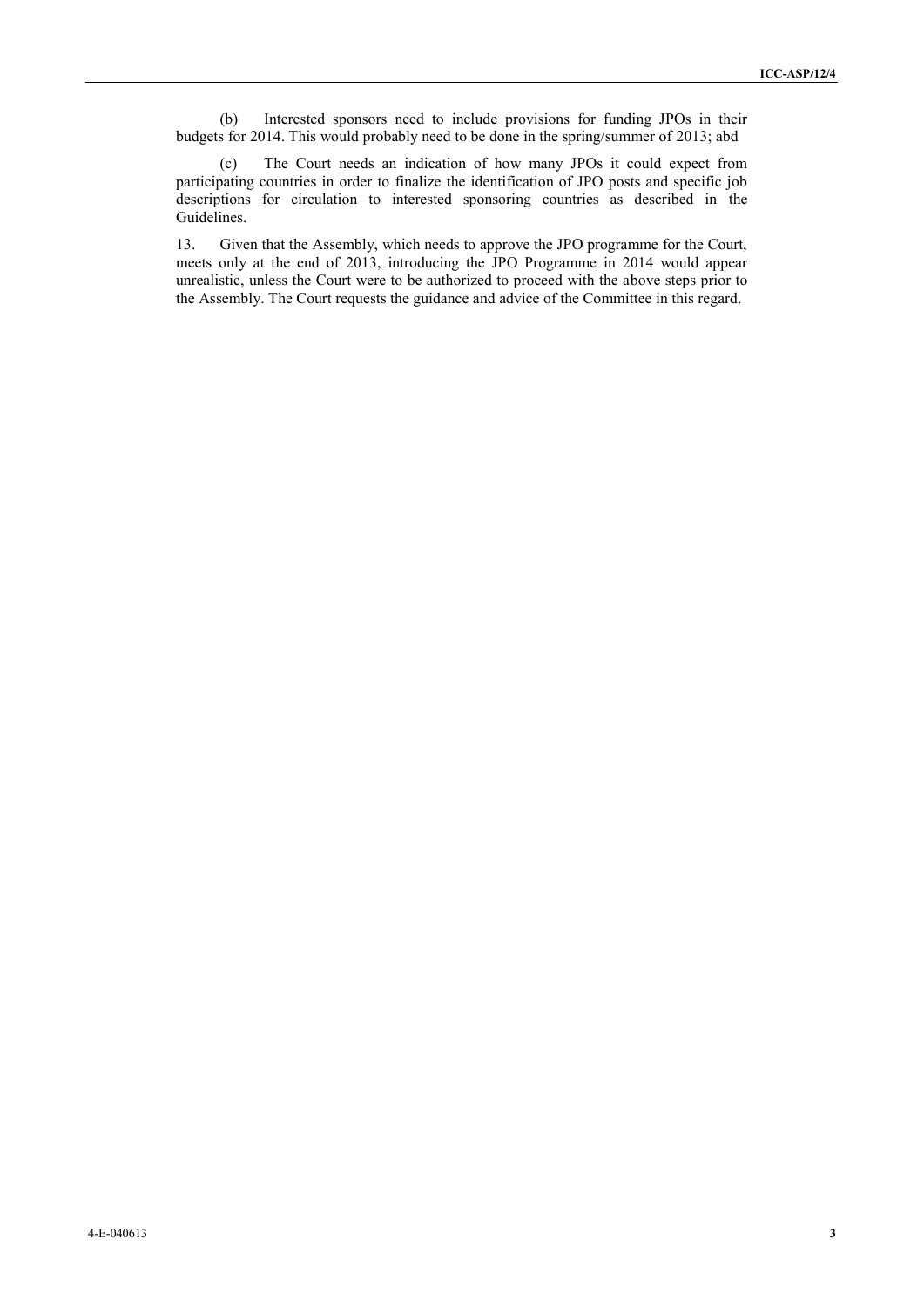(b) Interested sponsors need to include provisions for funding JPOs in their budgets for 2014. This would probably need to be done in the spring/summer of 2013; abd

(c) The Court needs an indication of how many JPOs it could expect from participating countries in order to finalize the identification of JPO posts and specific job descriptions for circulation to interested sponsoring countries as described in the Guidelines.

13. Given that the Assembly, which needs to approve the JPO programme for the Court, meets only at the end of 2013, introducing the JPO Programme in 2014 would appear unrealistic, unless the Court were to be authorized to proceed with the above steps prior to the Assembly. The Court requests the guidance and advice of the Committee in this regard.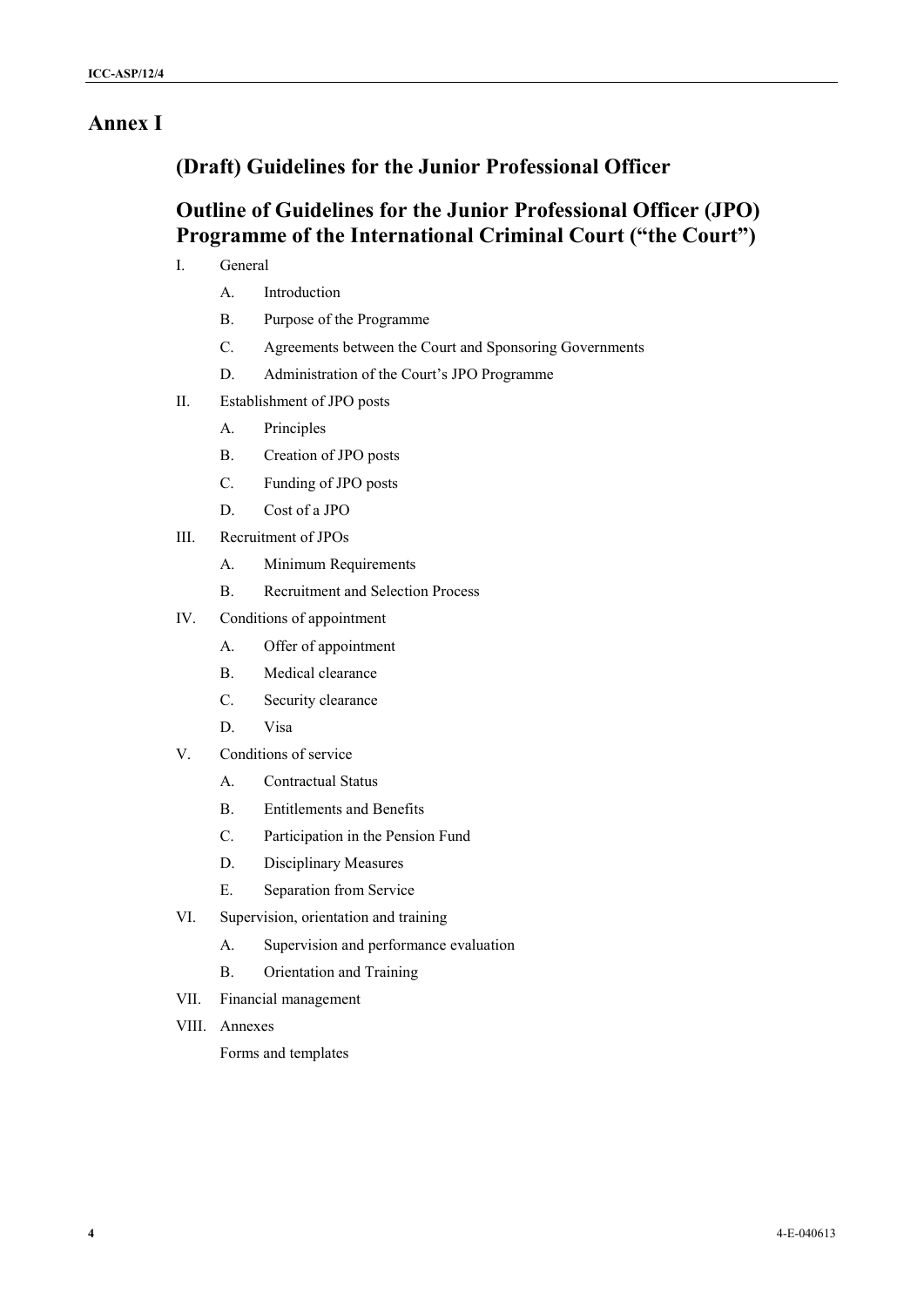# Annex I

## (Draft) Guidelines for the Junior Professional Officer

## Outline of Guidelines for the Junior Professional Officer (JPO) Programme of the International Criminal Court ("the Court")

I. General

   A. Introduction

   B. Purpose of the Programme

   C. Agreements between the Court and Sponsoring Governments

   D. Administration of the Court's JPO Programme

II. Establishment of JPO posts

   A. Principles

   B. Creation of JPO posts

   C. Funding of JPO posts

   D. Cost of a JPO

III. Recruitment of JPOs

   A. Minimum Requirements

   B. Recruitment and Selection Process

IV. Conditions of appointment

   A. Offer of appointment

   B. Medical clearance

   C. Security clearance

   D. Visa

V. Conditions of service

   A. Contractual Status

   B. Entitlements and Benefits

   C. Participation in the Pension Fund

   D. Disciplinary Measures

   E. Separation from Service

VI. Supervision, orientation and training

   A. Supervision and performance evaluation

   B. Orientation and Training

VII. Financial management

VIII. Annexes

   Forms and templates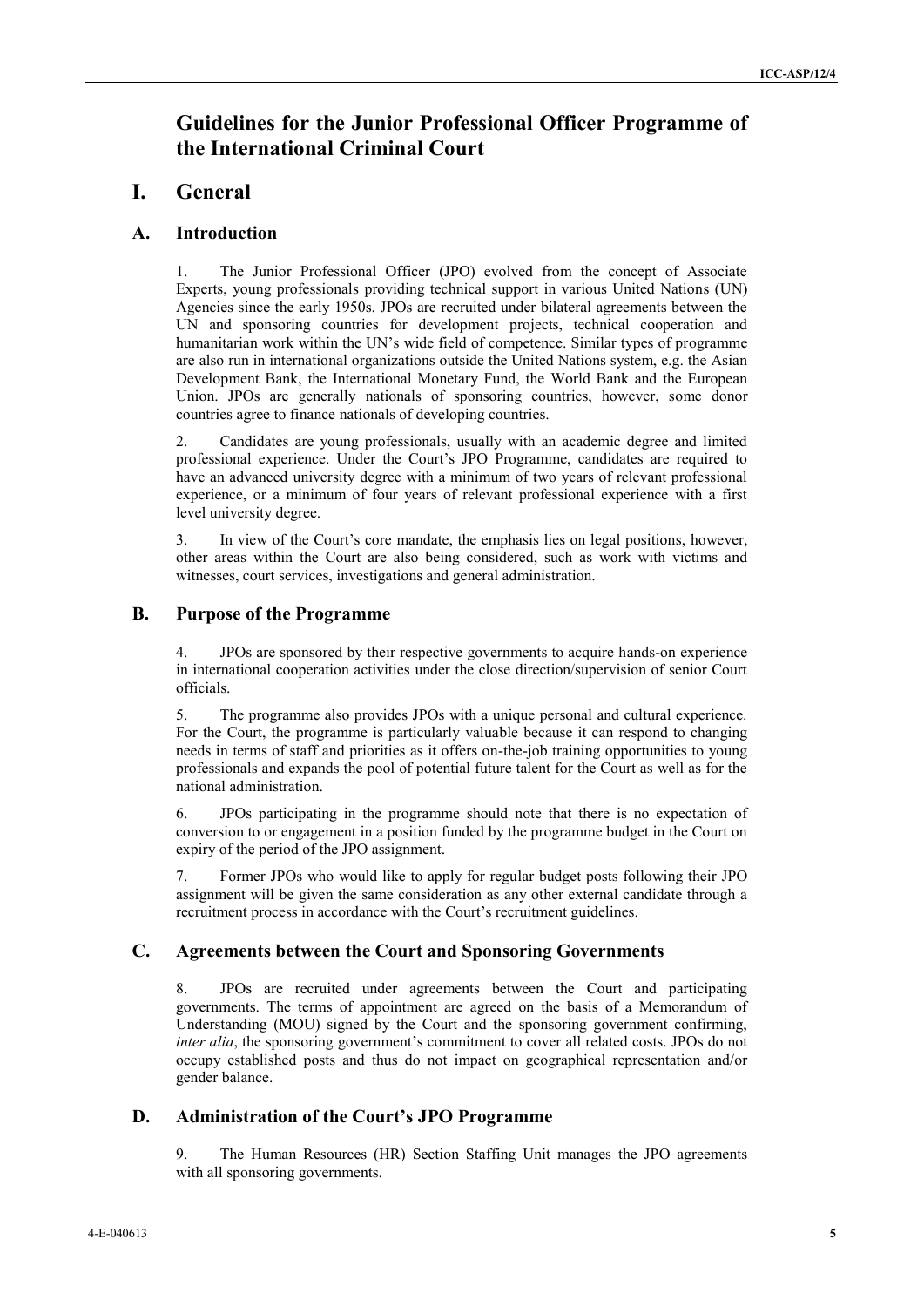# Guidelines for the Junior Professional Officer Programme of the International Criminal Court

## I. General

### A. Introduction

1. The Junior Professional Officer (JPO) evolved from the concept of Associate Experts, young professionals providing technical support in various United Nations (UN) Agencies since the early 1950s. JPOs are recruited under bilateral agreements between the UN and sponsoring countries for development projects, technical cooperation and humanitarian work within the UN's wide field of competence. Similar types of programme are also run in international organizations outside the United Nations system, e.g. the Asian Development Bank, the International Monetary Fund, the World Bank and the European Union. JPOs are generally nationals of sponsoring countries, however, some donor countries agree to finance nationals of developing countries.

2. Candidates are young professionals, usually with an academic degree and limited professional experience. Under the Court's JPO Programme, candidates are required to have an advanced university degree with a minimum of two years of relevant professional experience, or a minimum of four years of relevant professional experience with a first level university degree.

3. In view of the Court's core mandate, the emphasis lies on legal positions, however, other areas within the Court are also being considered, such as work with victims and witnesses, court services, investigations and general administration.

### B. Purpose of the Programme

4. JPOs are sponsored by their respective governments to acquire hands-on experience in international cooperation activities under the close direction/supervision of senior Court officials.

5. The programme also provides JPOs with a unique personal and cultural experience. For the Court, the programme is particularly valuable because it can respond to changing needs in terms of staff and priorities as it offers on-the-job training opportunities to young professionals and expands the pool of potential future talent for the Court as well as for the national administration.

6. JPOs participating in the programme should note that there is no expectation of conversion to or engagement in a position funded by the programme budget in the Court on expiry of the period of the JPO assignment.

7. Former JPOs who would like to apply for regular budget posts following their JPO assignment will be given the same consideration as any other external candidate through a recruitment process in accordance with the Court's recruitment guidelines.

### C. Agreements between the Court and Sponsoring Governments

8. JPOs are recruited under agreements between the Court and participating governments. The terms of appointment are agreed on the basis of a Memorandum of Understanding (MOU) signed by the Court and the sponsoring government confirming, *inter alia*, the sponsoring government's commitment to cover all related costs. JPOs do not occupy established posts and thus do not impact on geographical representation and/or gender balance.

### D. Administration of the Court's JPO Programme

9. The Human Resources (HR) Section Staffing Unit manages the JPO agreements with all sponsoring governments.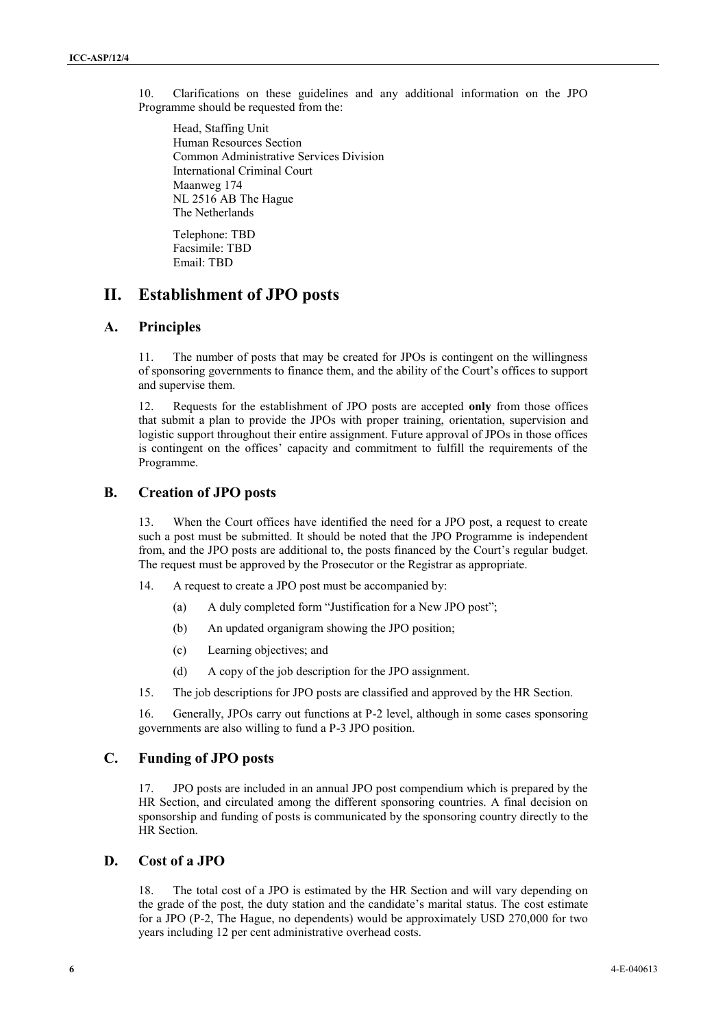10. Clarifications on these guidelines and any additional information on the JPO Programme should be requested from the:

Head, Staffing Unit
Human Resources Section
Common Administrative Services Division
International Criminal Court
Maanweg 174
NL 2516 AB The Hague
The Netherlands

Telephone: TBD
Facsimile: TBD
Email: TBD

# II. Establishment of JPO posts

## A. Principles

11. The number of posts that may be created for JPOs is contingent on the willingness of sponsoring governments to finance them, and the ability of the Court's offices to support and supervise them.

12. Requests for the establishment of JPO posts are accepted **only** from those offices that submit a plan to provide the JPOs with proper training, orientation, supervision and logistic support throughout their entire assignment. Future approval of JPOs in those offices is contingent on the offices' capacity and commitment to fulfill the requirements of the Programme.

## B. Creation of JPO posts

13. When the Court offices have identified the need for a JPO post, a request to create such a post must be submitted. It should be noted that the JPO Programme is independent from, and the JPO posts are additional to, the posts financed by the Court's regular budget. The request must be approved by the Prosecutor or the Registrar as appropriate.

14. A request to create a JPO post must be accompanied by:

(a) A duly completed form "Justification for a New JPO post";

(b) An updated organigram showing the JPO position;

(c) Learning objectives; and

(d) A copy of the job description for the JPO assignment.

15. The job descriptions for JPO posts are classified and approved by the HR Section.

16. Generally, JPOs carry out functions at P-2 level, although in some cases sponsoring governments are also willing to fund a P-3 JPO position.

## C. Funding of JPO posts

17. JPO posts are included in an annual JPO post compendium which is prepared by the HR Section, and circulated among the different sponsoring countries. A final decision on sponsorship and funding of posts is communicated by the sponsoring country directly to the HR Section.

## D. Cost of a JPO

18. The total cost of a JPO is estimated by the HR Section and will vary depending on the grade of the post, the duty station and the candidate's marital status. The cost estimate for a JPO (P-2, The Hague, no dependents) would be approximately USD 270,000 for two years including 12 per cent administrative overhead costs.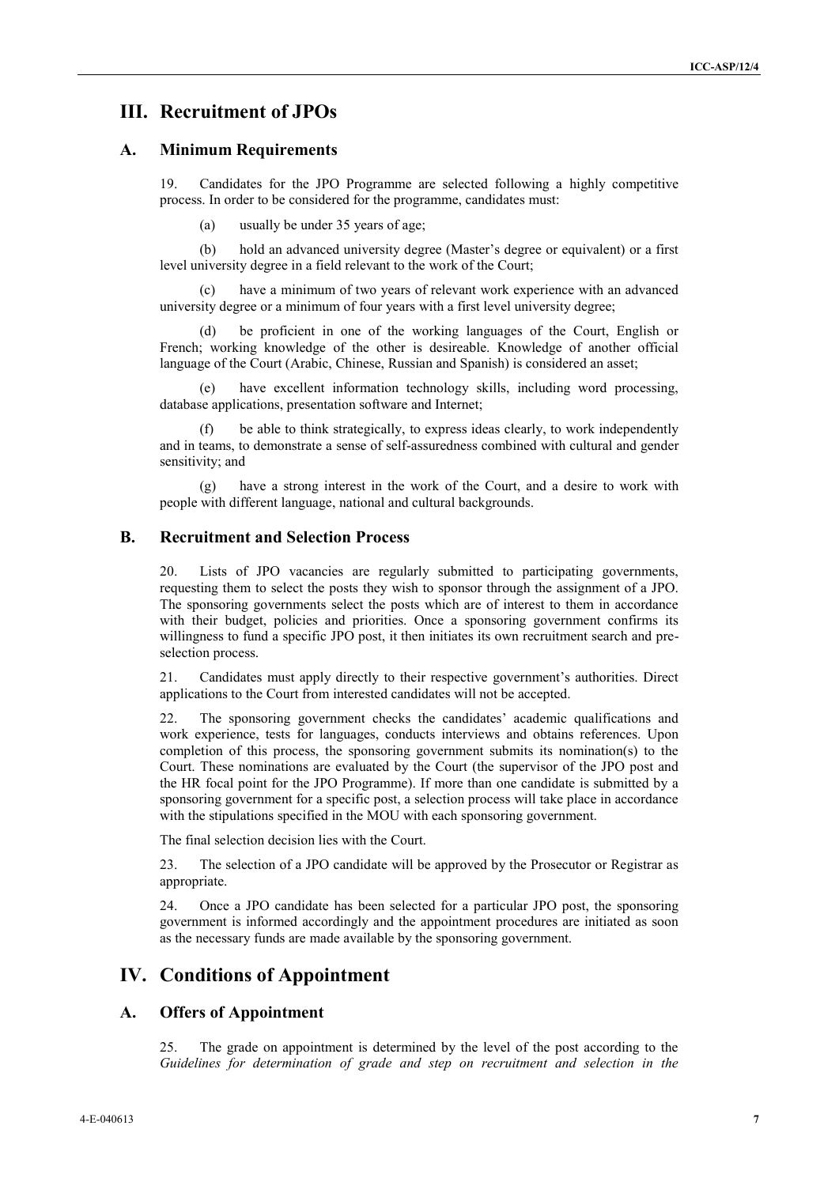# III. Recruitment of JPOs

## A. Minimum Requirements

19. Candidates for the JPO Programme are selected following a highly competitive process. In order to be considered for the programme, candidates must:

(a) usually be under 35 years of age;

(b) hold an advanced university degree (Master's degree or equivalent) or a first level university degree in a field relevant to the work of the Court;

(c) have a minimum of two years of relevant work experience with an advanced university degree or a minimum of four years with a first level university degree;

(d) be proficient in one of the working languages of the Court, English or French; working knowledge of the other is desireable. Knowledge of another official language of the Court (Arabic, Chinese, Russian and Spanish) is considered an asset;

(e) have excellent information technology skills, including word processing, database applications, presentation software and Internet;

(f) be able to think strategically, to express ideas clearly, to work independently and in teams, to demonstrate a sense of self-assuredness combined with cultural and gender sensitivity; and

(g) have a strong interest in the work of the Court, and a desire to work with people with different language, national and cultural backgrounds.

## B. Recruitment and Selection Process

20. Lists of JPO vacancies are regularly submitted to participating governments, requesting them to select the posts they wish to sponsor through the assignment of a JPO. The sponsoring governments select the posts which are of interest to them in accordance with their budget, policies and priorities. Once a sponsoring government confirms its willingness to fund a specific JPO post, it then initiates its own recruitment search and pre-selection process.

21. Candidates must apply directly to their respective government's authorities. Direct applications to the Court from interested candidates will not be accepted.

22. The sponsoring government checks the candidates' academic qualifications and work experience, tests for languages, conducts interviews and obtains references. Upon completion of this process, the sponsoring government submits its nomination(s) to the Court. These nominations are evaluated by the Court (the supervisor of the JPO post and the HR focal point for the JPO Programme). If more than one candidate is submitted by a sponsoring government for a specific post, a selection process will take place in accordance with the stipulations specified in the MOU with each sponsoring government.

The final selection decision lies with the Court.

23. The selection of a JPO candidate will be approved by the Prosecutor or Registrar as appropriate.

24. Once a JPO candidate has been selected for a particular JPO post, the sponsoring government is informed accordingly and the appointment procedures are initiated as soon as the necessary funds are made available by the sponsoring government.

# IV. Conditions of Appointment

## A. Offers of Appointment

25. The grade on appointment is determined by the level of the post according to the *Guidelines for determination of grade and step on recruitment and selection in the*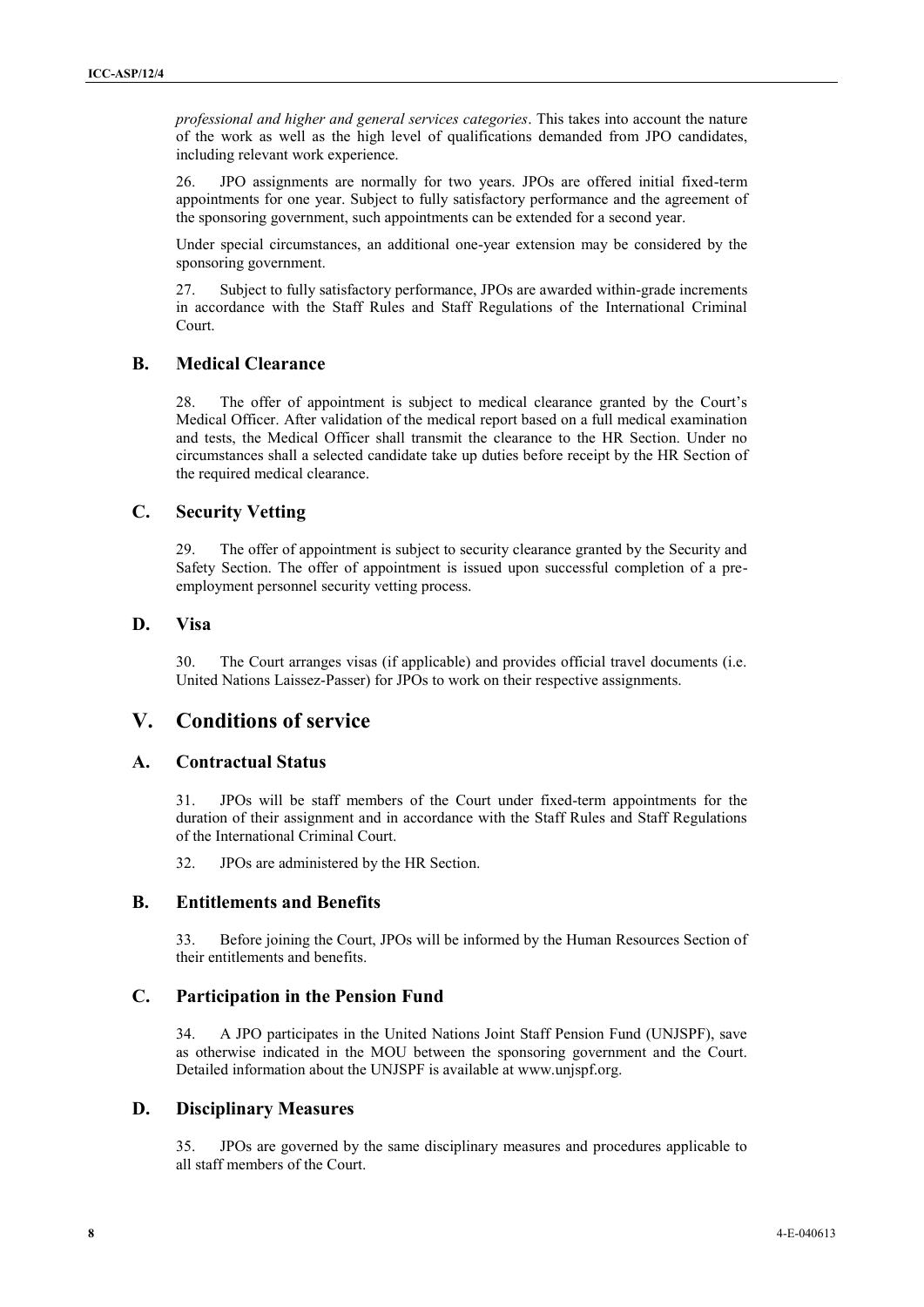*professional and higher and general services categories*. This takes into account the nature of the work as well as the high level of qualifications demanded from JPO candidates, including relevant work experience.

26. JPO assignments are normally for two years. JPOs are offered initial fixed-term appointments for one year. Subject to fully satisfactory performance and the agreement of the sponsoring government, such appointments can be extended for a second year.

Under special circumstances, an additional one-year extension may be considered by the sponsoring government.

27. Subject to fully satisfactory performance, JPOs are awarded within-grade increments in accordance with the Staff Rules and Staff Regulations of the International Criminal Court.

## B. Medical Clearance

28. The offer of appointment is subject to medical clearance granted by the Court's Medical Officer. After validation of the medical report based on a full medical examination and tests, the Medical Officer shall transmit the clearance to the HR Section. Under no circumstances shall a selected candidate take up duties before receipt by the HR Section of the required medical clearance.

## C. Security Vetting

29. The offer of appointment is subject to security clearance granted by the Security and Safety Section. The offer of appointment is issued upon successful completion of a pre-employment personnel security vetting process.

## D. Visa

30. The Court arranges visas (if applicable) and provides official travel documents (i.e. United Nations Laissez-Passer) for JPOs to work on their respective assignments.

# V. Conditions of service

## A. Contractual Status

31. JPOs will be staff members of the Court under fixed-term appointments for the duration of their assignment and in accordance with the Staff Rules and Staff Regulations of the International Criminal Court.

32. JPOs are administered by the HR Section.

## B. Entitlements and Benefits

33. Before joining the Court, JPOs will be informed by the Human Resources Section of their entitlements and benefits.

## C. Participation in the Pension Fund

34. A JPO participates in the United Nations Joint Staff Pension Fund (UNJSPF), save as otherwise indicated in the MOU between the sponsoring government and the Court. Detailed information about the UNJSPF is available at www.unjspf.org.

## D. Disciplinary Measures

35. JPOs are governed by the same disciplinary measures and procedures applicable to all staff members of the Court.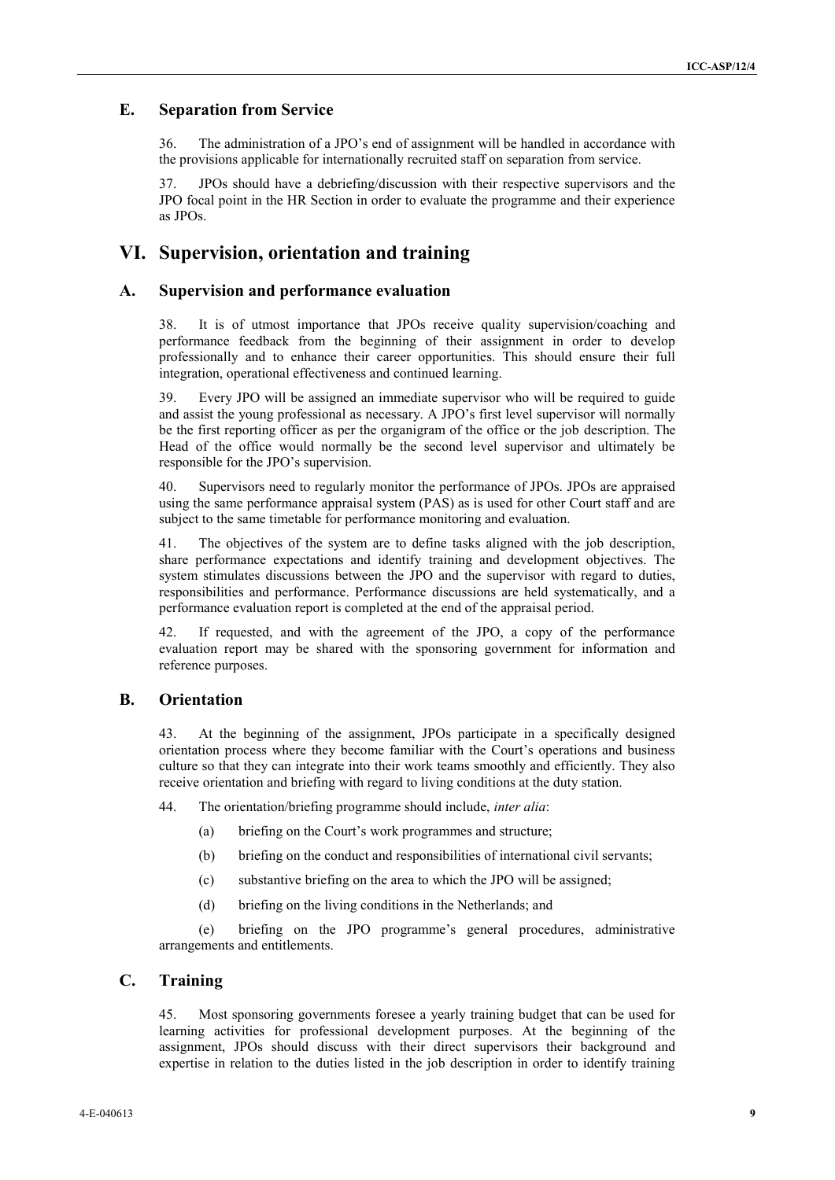## E. Separation from Service

36. The administration of a JPO's end of assignment will be handled in accordance with the provisions applicable for internationally recruited staff on separation from service.

37. JPOs should have a debriefing/discussion with their respective supervisors and the JPO focal point in the HR Section in order to evaluate the programme and their experience as JPOs.

# VI. Supervision, orientation and training

## A. Supervision and performance evaluation

38. It is of utmost importance that JPOs receive quality supervision/coaching and performance feedback from the beginning of their assignment in order to develop professionally and to enhance their career opportunities. This should ensure their full integration, operational effectiveness and continued learning.

39. Every JPO will be assigned an immediate supervisor who will be required to guide and assist the young professional as necessary. A JPO's first level supervisor will normally be the first reporting officer as per the organigram of the office or the job description. The Head of the office would normally be the second level supervisor and ultimately be responsible for the JPO's supervision.

40. Supervisors need to regularly monitor the performance of JPOs. JPOs are appraised using the same performance appraisal system (PAS) as is used for other Court staff and are subject to the same timetable for performance monitoring and evaluation.

41. The objectives of the system are to define tasks aligned with the job description, share performance expectations and identify training and development objectives. The system stimulates discussions between the JPO and the supervisor with regard to duties, responsibilities and performance. Performance discussions are held systematically, and a performance evaluation report is completed at the end of the appraisal period.

42. If requested, and with the agreement of the JPO, a copy of the performance evaluation report may be shared with the sponsoring government for information and reference purposes.

## B. Orientation

43. At the beginning of the assignment, JPOs participate in a specifically designed orientation process where they become familiar with the Court's operations and business culture so that they can integrate into their work teams smoothly and efficiently. They also receive orientation and briefing with regard to living conditions at the duty station.

44. The orientation/briefing programme should include, *inter alia*:

(a) briefing on the Court's work programmes and structure;

(b) briefing on the conduct and responsibilities of international civil servants;

(c) substantive briefing on the area to which the JPO will be assigned;

(d) briefing on the living conditions in the Netherlands; and

(e) briefing on the JPO programme's general procedures, administrative arrangements and entitlements.

## C. Training

45. Most sponsoring governments foresee a yearly training budget that can be used for learning activities for professional development purposes. At the beginning of the assignment, JPOs should discuss with their direct supervisors their background and expertise in relation to the duties listed in the job description in order to identify training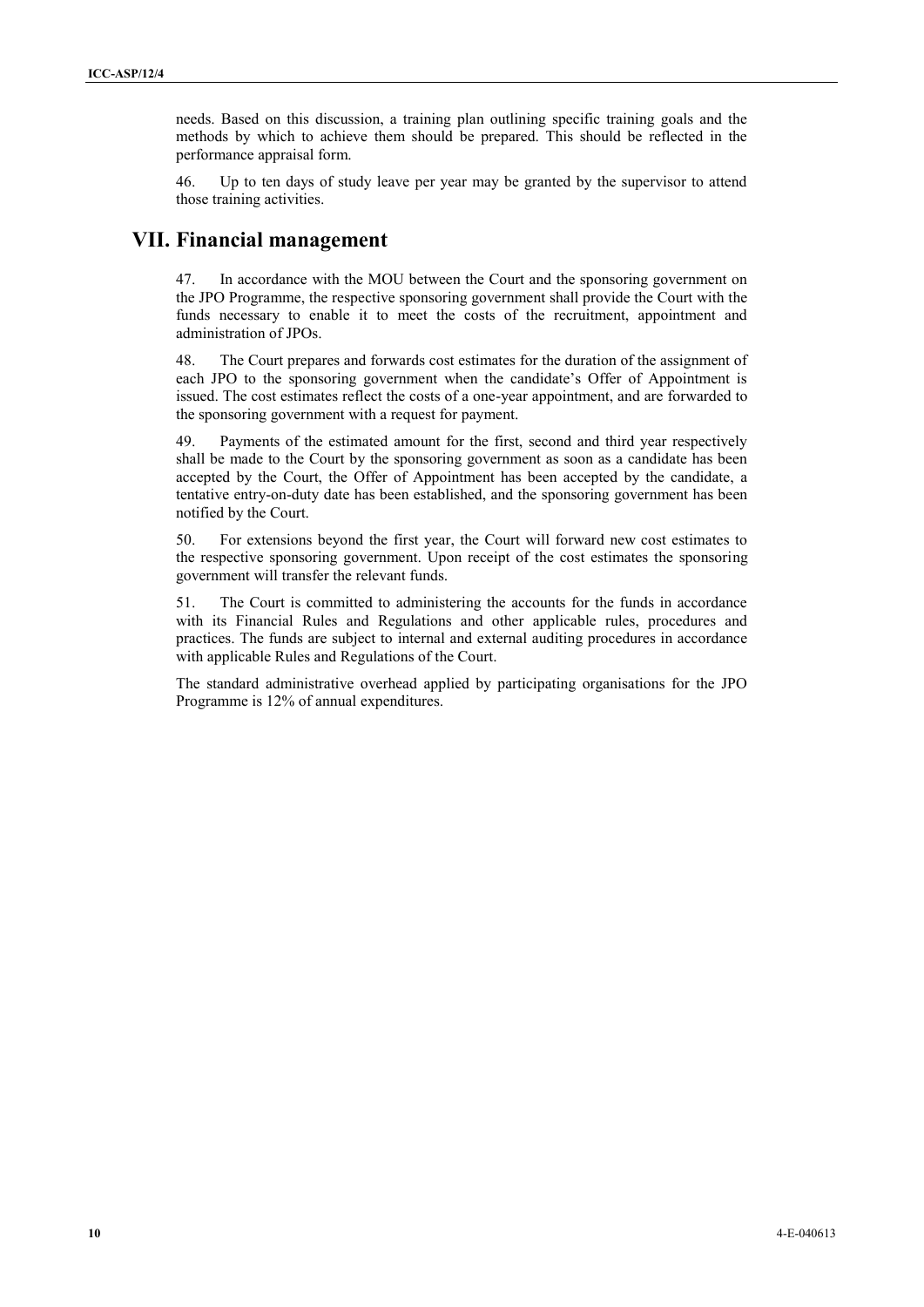needs. Based on this discussion, a training plan outlining specific training goals and the methods by which to achieve them should be prepared. This should be reflected in the performance appraisal form.

46. Up to ten days of study leave per year may be granted by the supervisor to attend those training activities.

# VII. Financial management

47. In accordance with the MOU between the Court and the sponsoring government on the JPO Programme, the respective sponsoring government shall provide the Court with the funds necessary to enable it to meet the costs of the recruitment, appointment and administration of JPOs.

48. The Court prepares and forwards cost estimates for the duration of the assignment of each JPO to the sponsoring government when the candidate's Offer of Appointment is issued. The cost estimates reflect the costs of a one-year appointment, and are forwarded to the sponsoring government with a request for payment.

49. Payments of the estimated amount for the first, second and third year respectively shall be made to the Court by the sponsoring government as soon as a candidate has been accepted by the Court, the Offer of Appointment has been accepted by the candidate, a tentative entry-on-duty date has been established, and the sponsoring government has been notified by the Court.

50. For extensions beyond the first year, the Court will forward new cost estimates to the respective sponsoring government. Upon receipt of the cost estimates the sponsoring government will transfer the relevant funds.

51. The Court is committed to administering the accounts for the funds in accordance with its Financial Rules and Regulations and other applicable rules, procedures and practices. The funds are subject to internal and external auditing procedures in accordance with applicable Rules and Regulations of the Court.

The standard administrative overhead applied by participating organisations for the JPO Programme is 12% of annual expenditures.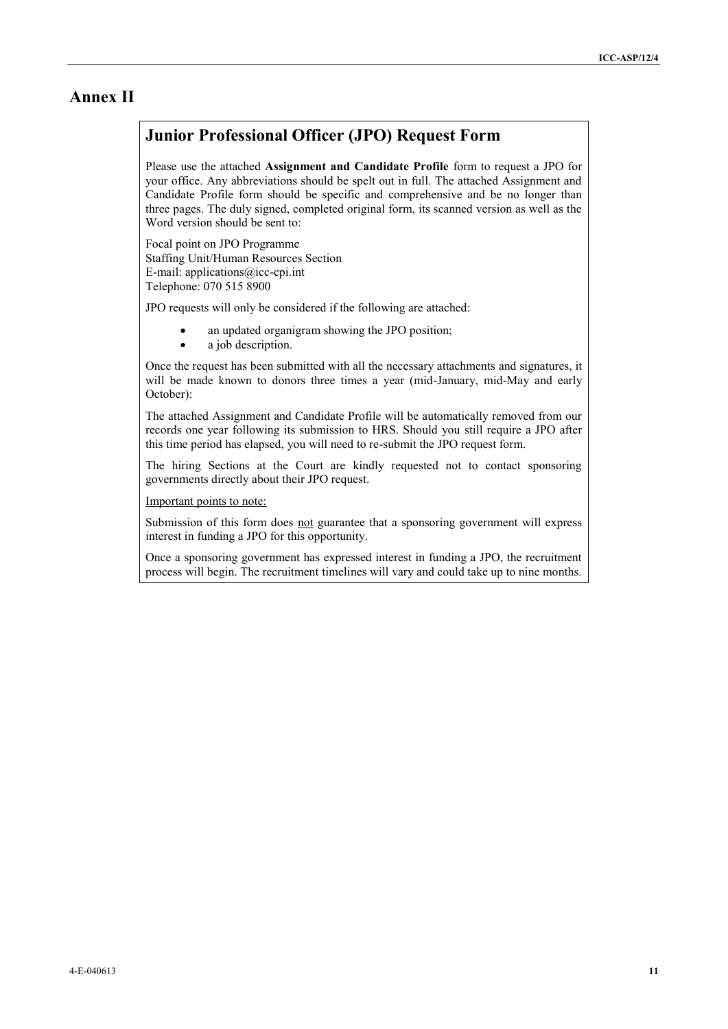# Annex II

## Junior Professional Officer (JPO) Request Form

Please use the attached **Assignment and Candidate Profile** form to request a JPO for your office. Any abbreviations should be spelt out in full. The attached Assignment and Candidate Profile form should be specific and comprehensive and be no longer than three pages. The duly signed, completed original form, its scanned version as well as the Word version should be sent to:

Focal point on JPO Programme
Staffing Unit/Human Resources Section
E-mail: applications@icc-cpi.int
Telephone: 070 515 8900

JPO requests will only be considered if the following are attached:

- an updated organigram showing the JPO position;
- a job description.

Once the request has been submitted with all the necessary attachments and signatures, it will be made known to donors three times a year (mid-January, mid-May and early October):

The attached Assignment and Candidate Profile will be automatically removed from our records one year following its submission to HRS. Should you still require a JPO after this time period has elapsed, you will need to re-submit the JPO request form.

The hiring Sections at the Court are kindly requested not to contact sponsoring governments directly about their JPO request.

Important points to note:

Submission of this form does not guarantee that a sponsoring government will express interest in funding a JPO for this opportunity.

Once a sponsoring government has expressed interest in funding a JPO, the recruitment process will begin. The recruitment timelines will vary and could take up to nine months.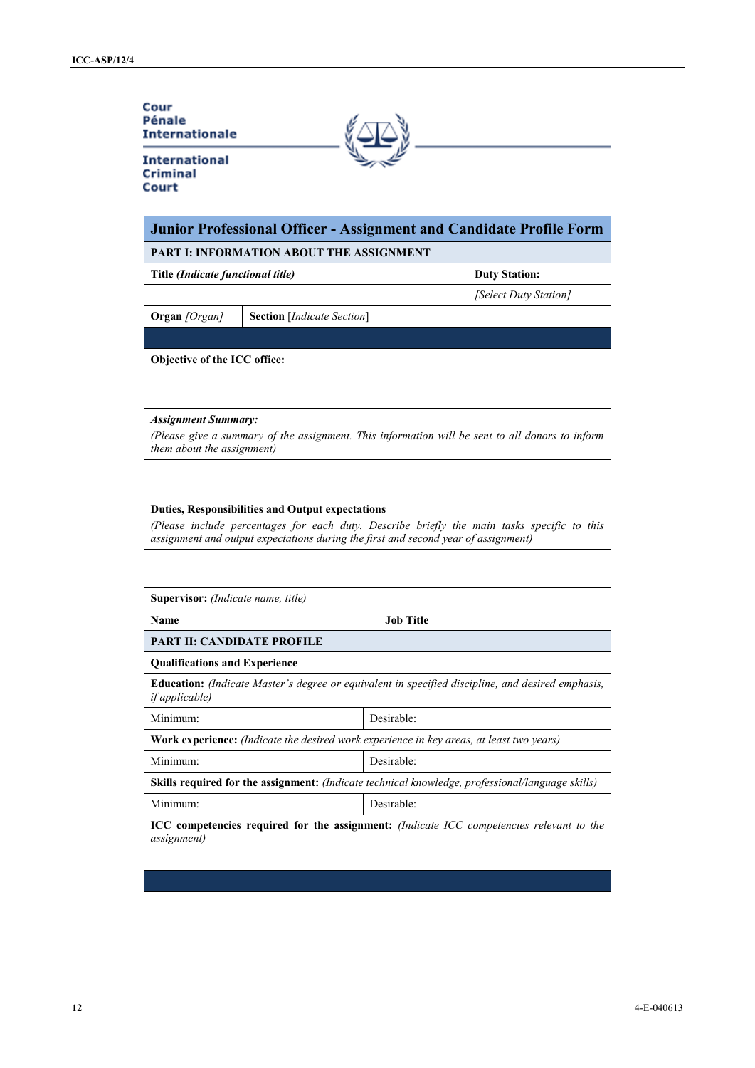Cour
Pénale
Internationale

International
Criminal
Court

| **Junior Professional Officer - Assignment and Candidate Profile Form** | | |
|---|---|---|
| **PART I: INFORMATION ABOUT THE ASSIGNMENT** | | |
| **Title** ***(Indicate functional title)*** | | **Duty Station:** |
| | | *[Select Duty Station]* |
| **Organ** *[Organ]* | **Section** [*Indicate Section*] | |
| | | |
| **Objective of the ICC office:** | | |
| | | |
| ***Assignment Summary:*** *(Please give a summary of the assignment. This information will be sent to all donors to inform them about the assignment)* | | |
| | | |
| **Duties, Responsibilities and Output expectations** *(Please include percentages for each duty. Describe briefly the main tasks specific to this assignment and output expectations during the first and second year of assignment)* | | |
| | | |
| **Supervisor:** *(Indicate name, title)* | | |
| **Name** | **Job Title** | |
| **PART II: CANDIDATE PROFILE** | | |
| **Qualifications and Experience** | | |
| **Education:** *(Indicate Master's degree or equivalent in specified discipline, and desired emphasis, if applicable)* | | |
| Minimum: | Desirable: | |
| **Work experience:** *(Indicate the desired work experience in key areas, at least two years)* | | |
| Minimum: | Desirable: | |
| **Skills required for the assignment:** *(Indicate technical knowledge, professional/language skills)* | | |
| Minimum: | Desirable: | |
| **ICC competencies required for the assignment:** *(Indicate ICC competencies relevant to the assignment)* | | |
| | | |
| | | |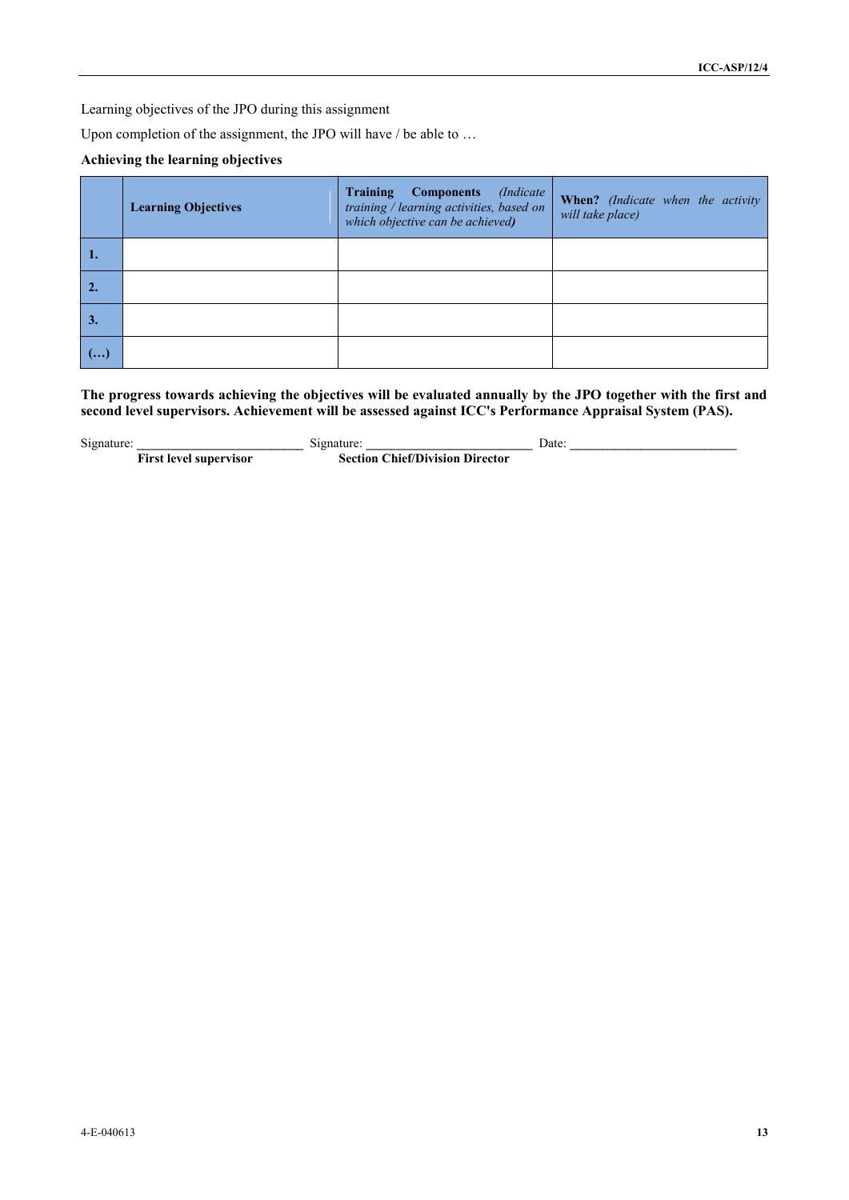Learning objectives of the JPO during this assignment

Upon completion of the assignment, the JPO will have / be able to …

**Achieving the learning objectives**

| | **Learning Objectives** | **Training Components** *(Indicate training / learning activities, based on which objective can be achieved)* | **When?** *(Indicate when the activity will take place)* |
|---|---|---|---|
| **1.** | | | |
| **2.** | | | |
| **3.** | | | |
| **(…)** | | | |

**The progress towards achieving the objectives will be evaluated annually by the JPO together with the first and second level supervisors. Achievement will be assessed against ICC's Performance Appraisal System (PAS).**

Signature: ________________________ Signature: ________________________ Date: ________________________

**First level supervisor** **Section Chief/Division Director**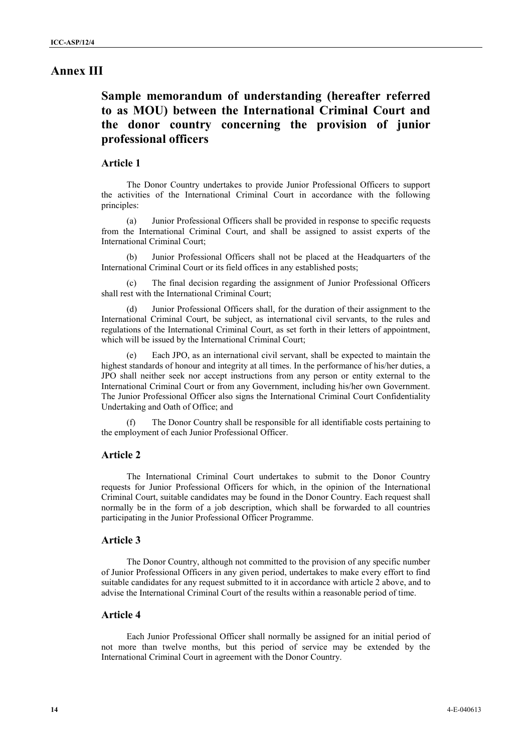# Annex III

## Sample memorandum of understanding (hereafter referred to as MOU) between the International Criminal Court and the donor country concerning the provision of junior professional officers

### Article 1

The Donor Country undertakes to provide Junior Professional Officers to support the activities of the International Criminal Court in accordance with the following principles:

(a) Junior Professional Officers shall be provided in response to specific requests from the International Criminal Court, and shall be assigned to assist experts of the International Criminal Court;

(b) Junior Professional Officers shall not be placed at the Headquarters of the International Criminal Court or its field offices in any established posts;

(c) The final decision regarding the assignment of Junior Professional Officers shall rest with the International Criminal Court;

(d) Junior Professional Officers shall, for the duration of their assignment to the International Criminal Court, be subject, as international civil servants, to the rules and regulations of the International Criminal Court, as set forth in their letters of appointment, which will be issued by the International Criminal Court;

(e) Each JPO, as an international civil servant, shall be expected to maintain the highest standards of honour and integrity at all times. In the performance of his/her duties, a JPO shall neither seek nor accept instructions from any person or entity external to the International Criminal Court or from any Government, including his/her own Government. The Junior Professional Officer also signs the International Criminal Court Confidentiality Undertaking and Oath of Office; and

(f) The Donor Country shall be responsible for all identifiable costs pertaining to the employment of each Junior Professional Officer.

### Article 2

The International Criminal Court undertakes to submit to the Donor Country requests for Junior Professional Officers for which, in the opinion of the International Criminal Court, suitable candidates may be found in the Donor Country. Each request shall normally be in the form of a job description, which shall be forwarded to all countries participating in the Junior Professional Officer Programme.

### Article 3

The Donor Country, although not committed to the provision of any specific number of Junior Professional Officers in any given period, undertakes to make every effort to find suitable candidates for any request submitted to it in accordance with article 2 above, and to advise the International Criminal Court of the results within a reasonable period of time.

### Article 4

Each Junior Professional Officer shall normally be assigned for an initial period of not more than twelve months, but this period of service may be extended by the International Criminal Court in agreement with the Donor Country.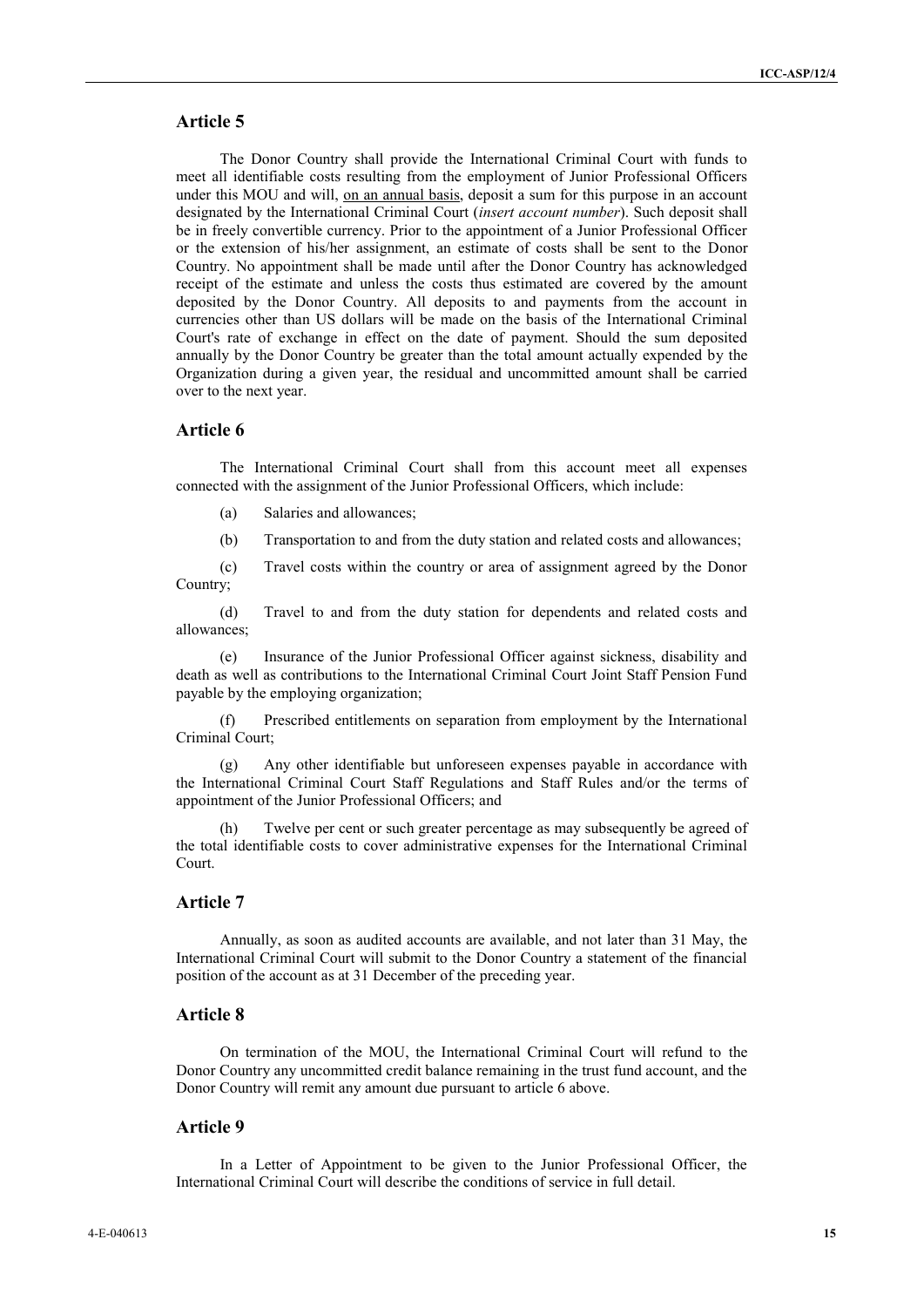## Article 5

The Donor Country shall provide the International Criminal Court with funds to meet all identifiable costs resulting from the employment of Junior Professional Officers under this MOU and will, on an annual basis, deposit a sum for this purpose in an account designated by the International Criminal Court (*insert account number*). Such deposit shall be in freely convertible currency. Prior to the appointment of a Junior Professional Officer or the extension of his/her assignment, an estimate of costs shall be sent to the Donor Country. No appointment shall be made until after the Donor Country has acknowledged receipt of the estimate and unless the costs thus estimated are covered by the amount deposited by the Donor Country. All deposits to and payments from the account in currencies other than US dollars will be made on the basis of the International Criminal Court's rate of exchange in effect on the date of payment. Should the sum deposited annually by the Donor Country be greater than the total amount actually expended by the Organization during a given year, the residual and uncommitted amount shall be carried over to the next year.

## Article 6

The International Criminal Court shall from this account meet all expenses connected with the assignment of the Junior Professional Officers, which include:

(a) Salaries and allowances;

(b) Transportation to and from the duty station and related costs and allowances;

(c) Travel costs within the country or area of assignment agreed by the Donor Country;

(d) Travel to and from the duty station for dependents and related costs and allowances;

(e) Insurance of the Junior Professional Officer against sickness, disability and death as well as contributions to the International Criminal Court Joint Staff Pension Fund payable by the employing organization;

(f) Prescribed entitlements on separation from employment by the International Criminal Court;

(g) Any other identifiable but unforeseen expenses payable in accordance with the International Criminal Court Staff Regulations and Staff Rules and/or the terms of appointment of the Junior Professional Officers; and

(h) Twelve per cent or such greater percentage as may subsequently be agreed of the total identifiable costs to cover administrative expenses for the International Criminal Court.

## Article 7

Annually, as soon as audited accounts are available, and not later than 31 May, the International Criminal Court will submit to the Donor Country a statement of the financial position of the account as at 31 December of the preceding year.

## Article 8

On termination of the MOU, the International Criminal Court will refund to the Donor Country any uncommitted credit balance remaining in the trust fund account, and the Donor Country will remit any amount due pursuant to article 6 above.

## Article 9

In a Letter of Appointment to be given to the Junior Professional Officer, the International Criminal Court will describe the conditions of service in full detail.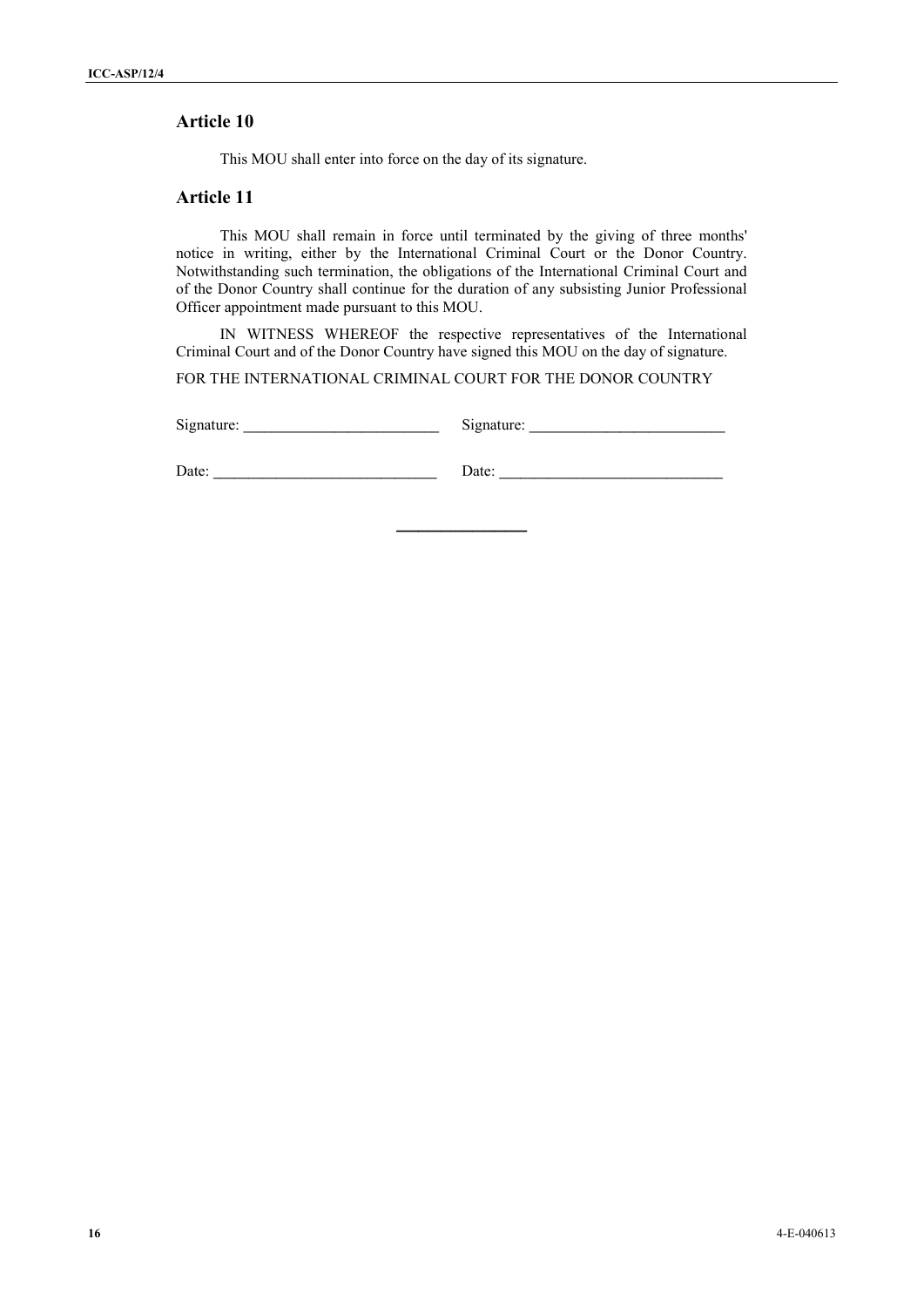## Article 10

This MOU shall enter into force on the day of its signature.

## Article 11

This MOU shall remain in force until terminated by the giving of three months' notice in writing, either by the International Criminal Court or the Donor Country. Notwithstanding such termination, the obligations of the International Criminal Court and of the Donor Country shall continue for the duration of any subsisting Junior Professional Officer appointment made pursuant to this MOU.

IN WITNESS WHEREOF the respective representatives of the International Criminal Court and of the Donor Country have signed this MOU on the day of signature.

| FOR THE INTERNATIONAL CRIMINAL COURT | FOR THE DONOR COUNTRY |
|---|---|
| Signature: _________________________ | Signature: _________________________ |
| Date: _____________________________ | Date: _____________________________ |

---